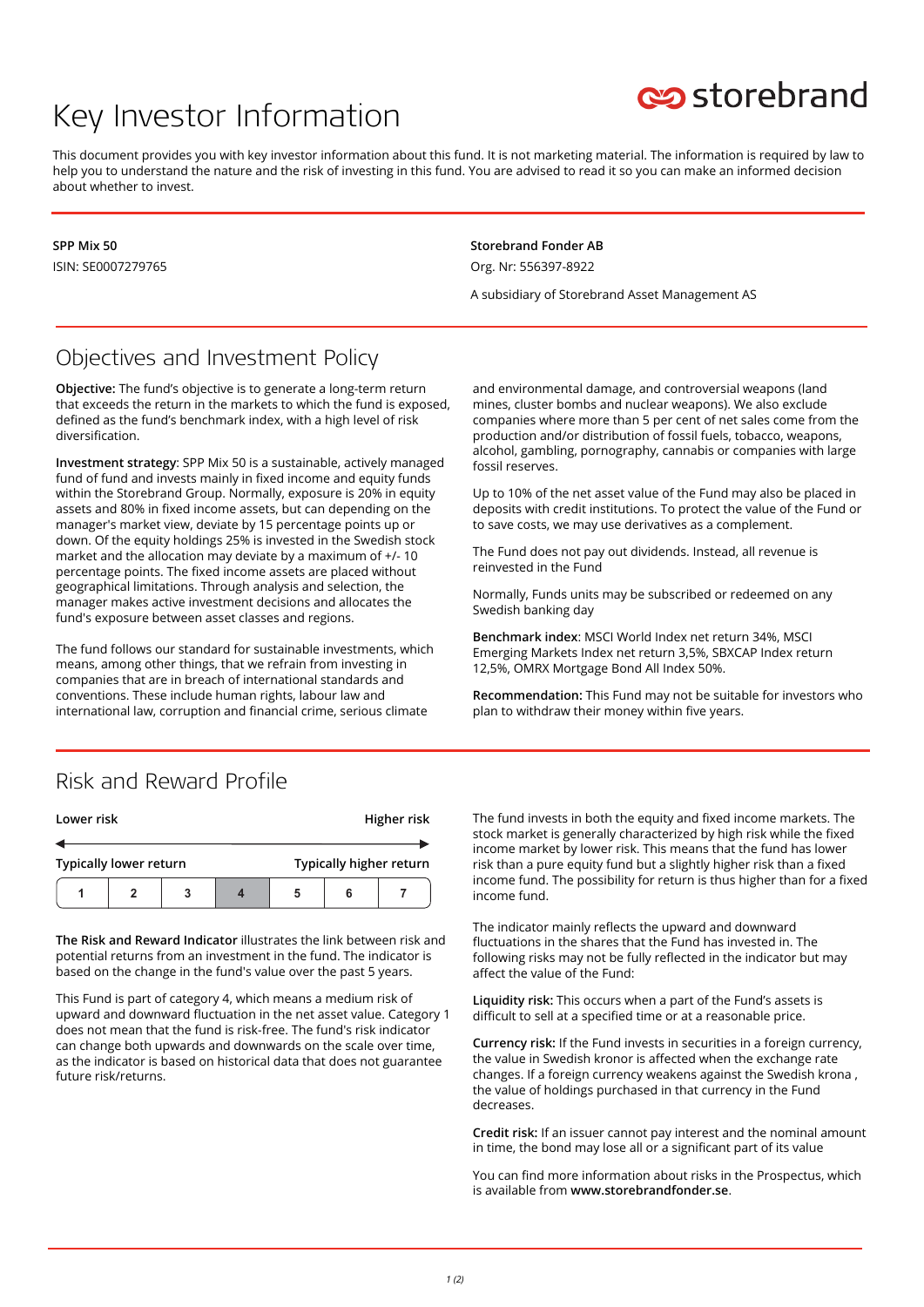# Key Investor Information

storebrand

This document provides you with key investor information about this fund. It is not marketing material. The information is required by law to help you to understand the nature and the risk of investing in this fund. You are advised to read it so you can make an informed decision about whether to invest.

**SPP Mix 50**

ISIN: SE0007279765

**Storebrand Fonder AB**

Org. Nr: 556397-8922

A subsidiary of Storebrand Asset Management AS

## Objectives and Investment Policy

**Objective:** The fund's objective is to generate a long-term return that exceeds the return in the markets to which the fund is exposed, defined as the fund's benchmark index, with a high level of risk diversification.

**Investment strategy**: SPP Mix 50 is a sustainable, actively managed fund of fund and invests mainly in fixed income and equity funds within the Storebrand Group. Normally, exposure is 20% in equity assets and 80% in fixed income assets, but can depending on the manager's market view, deviate by 15 percentage points up or down. Of the equity holdings 25% is invested in the Swedish stock market and the allocation may deviate by a maximum of +/- 10 percentage points. The fixed income assets are placed without geographical limitations. Through analysis and selection, the manager makes active investment decisions and allocates the fund's exposure between asset classes and regions.

The fund follows our standard for sustainable investments, which means, among other things, that we refrain from investing in companies that are in breach of international standards and conventions. These include human rights, labour law and international law, corruption and financial crime, serious climate and environmental damage, and controversial weapons (land mines, cluster bombs and nuclear weapons). We also exclude companies where more than 5 per cent of net sales come from the production and/or distribution of fossil fuels, tobacco, weapons, alcohol, gambling, pornography, cannabis or companies with large fossil reserves.

Up to 10% of the net asset value of the Fund may also be placed in deposits with credit institutions. To protect the value of the Fund or to save costs, we may use derivatives as a complement.

The Fund does not pay out dividends. Instead, all revenue is reinvested in the Fund

Normally, Funds units may be subscribed or redeemed on any Swedish banking day

**Benchmark index**: MSCI World Index net return 34%, MSCI Emerging Markets Index net return 3,5%, SBXCAP Index return 12,5%, OMRX Mortgage Bond All Index 50%.

**Recommendation:** This Fund may not be suitable for investors who plan to withdraw their money within five years.

## Risk and Reward Profile

| Lower risk | | | | | | Higher risk |
|---|---|---|---|---|---|---|
| Typically lower return | | | | | | Typically higher return |
| 1 | 2 | 3 | **4** | 5 | 6 | 7 |

**The Risk and Reward Indicator** illustrates the link between risk and potential returns from an investment in the fund. The indicator is based on the change in the fund's value over the past 5 years.

This Fund is part of category 4, which means a medium risk of upward and downward fluctuation in the net asset value. Category 1 does not mean that the fund is risk-free. The fund's risk indicator can change both upwards and downwards on the scale over time, as the indicator is based on historical data that does not guarantee future risk/returns.

The fund invests in both the equity and fixed income markets. The stock market is generally characterized by high risk while the fixed income market by lower risk. This means that the fund has lower risk than a pure equity fund but a slightly higher risk than a fixed income fund. The possibility for return is thus higher than for a fixed income fund.

The indicator mainly reflects the upward and downward fluctuations in the shares that the Fund has invested in. The following risks may not be fully reflected in the indicator but may affect the value of the Fund:

**Liquidity risk:** This occurs when a part of the Fund's assets is difficult to sell at a specified time or at a reasonable price.

**Currency risk:** If the Fund invests in securities in a foreign currency, the value in Swedish kronor is affected when the exchange rate changes. If a foreign currency weakens against the Swedish krona , the value of holdings purchased in that currency in the Fund decreases.

**Credit risk:** If an issuer cannot pay interest and the nominal amount in time, the bond may lose all or a significant part of its value

You can find more information about risks in the Prospectus, which is available from **www.storebrandfonder.se**.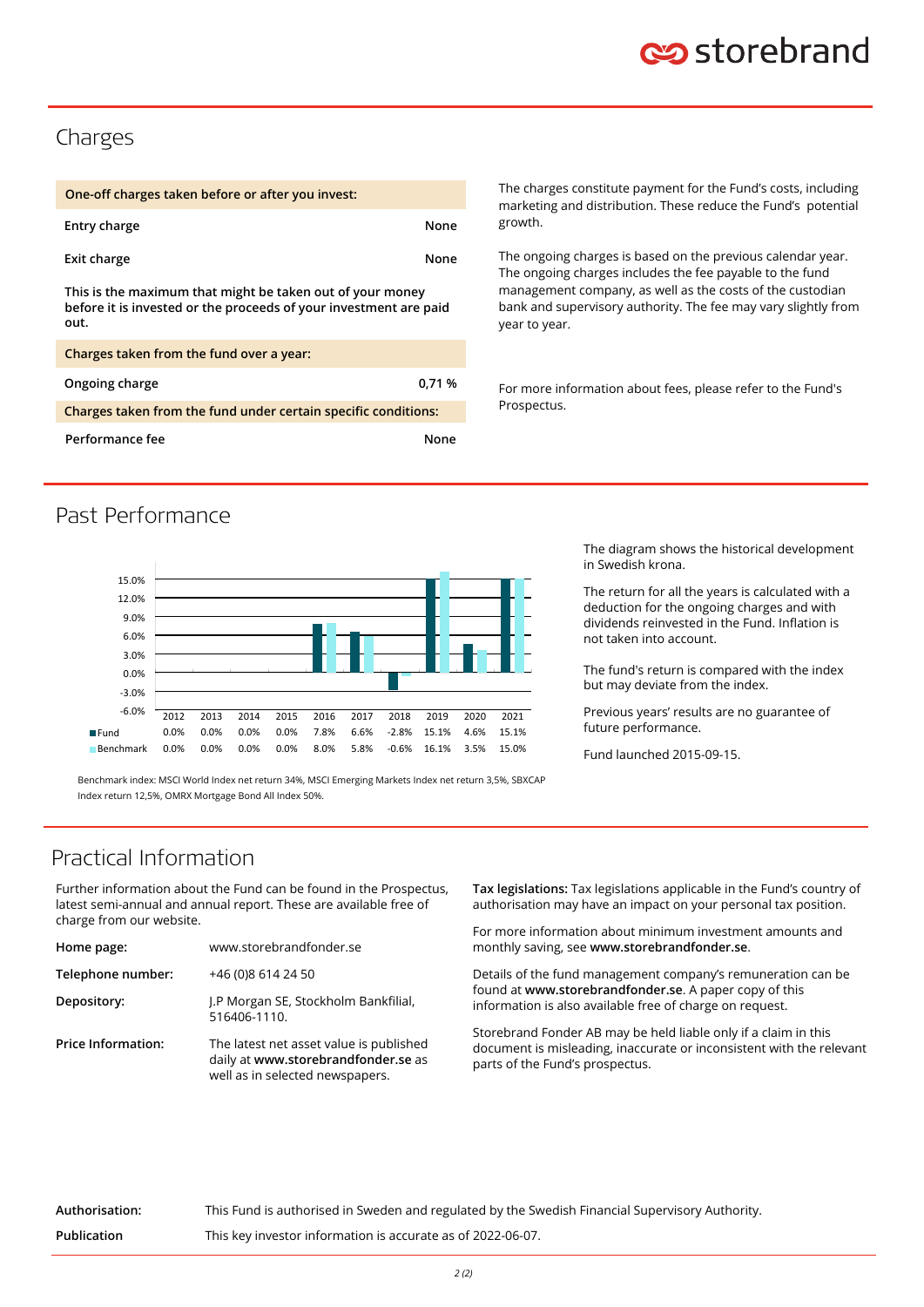## Charges

| | |
|---|---|
| **One-off charges taken before or after you invest:** | |
| **Entry charge** | **None** |
| **Exit charge** | **None** |
| **This is the maximum that might be taken out of your money before it is invested or the proceeds of your investment are paid out.** | |
| **Charges taken from the fund over a year:** | |
| **Ongoing charge** | **0,71 %** |
| **Charges taken from the fund under certain specific conditions:** | |
| **Performance fee** | **None** |

The charges constitute payment for the Fund's costs, including marketing and distribution. These reduce the Fund's potential growth.

The ongoing charges is based on the previous calendar year. The ongoing charges includes the fee payable to the fund management company, as well as the costs of the custodian bank and supervisory authority. The fee may vary slightly from year to year.

For more information about fees, please refer to the Fund's Prospectus.

## Past Performance

15.0%
12.0%
9.0%
6.0%
3.0%
0.0%
-3.0%
-6.0%

2012 2013 2014 2015 2016 2017 2018 2019 2020 2021

Fund: 0.0% 0.0% 0.0% 0.0% 7.8% 6.6% -2.8% 15.1% 4.6% 15.1%

Benchmark: 0.0% 0.0% 0.0% 0.0% 8.0% 5.8% -0.6% 16.1% 3.5% 15.0%

Benchmark index: MSCI World Index net return 34%, MSCI Emerging Markets Index net return 3,5%, SBXCAP Index return 12,5%, OMRX Mortgage Bond All Index 50%.

The diagram shows the historical development in Swedish krona.

The return for all the years is calculated with a deduction for the ongoing charges and with dividends reinvested in the Fund. Inflation is not taken into account.

The fund's return is compared with the index but may deviate from the index.

Previous years' results are no guarantee of future performance.

Fund launched 2015-09-15.

## Practical Information

Further information about the Fund can be found in the Prospectus, latest semi-annual and annual report. These are available free of charge from our website.

| | |
|---|---|
| **Home page:** | www.storebrandfonder.se |
| **Telephone number:** | +46 (0)8 614 24 50 |
| **Depository:** | J.P Morgan SE, Stockholm Bankfilial, 516406-1110. |
| **Price Information:** | The latest net asset value is published daily at **www.storebrandfonder.se** as well as in selected newspapers. |

**Tax legislations:** Tax legislations applicable in the Fund's country of authorisation may have an impact on your personal tax position.

For more information about minimum investment amounts and monthly saving, see **www.storebrandfonder.se**.

Details of the fund management company's remuneration can be found at **www.storebrandfonder.se**. A paper copy of this information is also available free of charge on request.

Storebrand Fonder AB may be held liable only if a claim in this document is misleading, inaccurate or inconsistent with the relevant parts of the Fund's prospectus.

| | |
|---|---|
| **Authorisation:** | This Fund is authorised in Sweden and regulated by the Swedish Financial Supervisory Authority. |
| **Publication** | This key investor information is accurate as of 2022-06-07. |